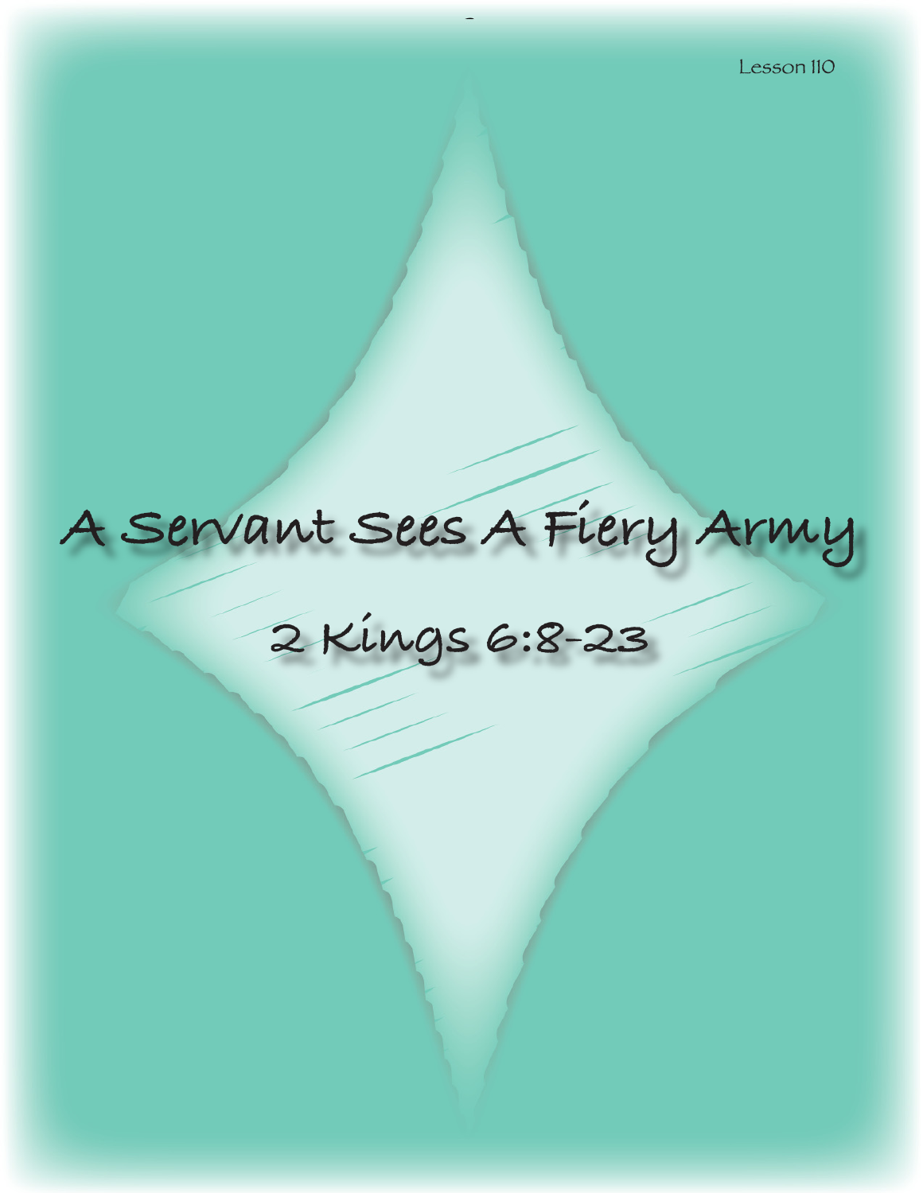Lesson 110

# A Servant Sees A Fiery Army

## 2 Kings 6:8-23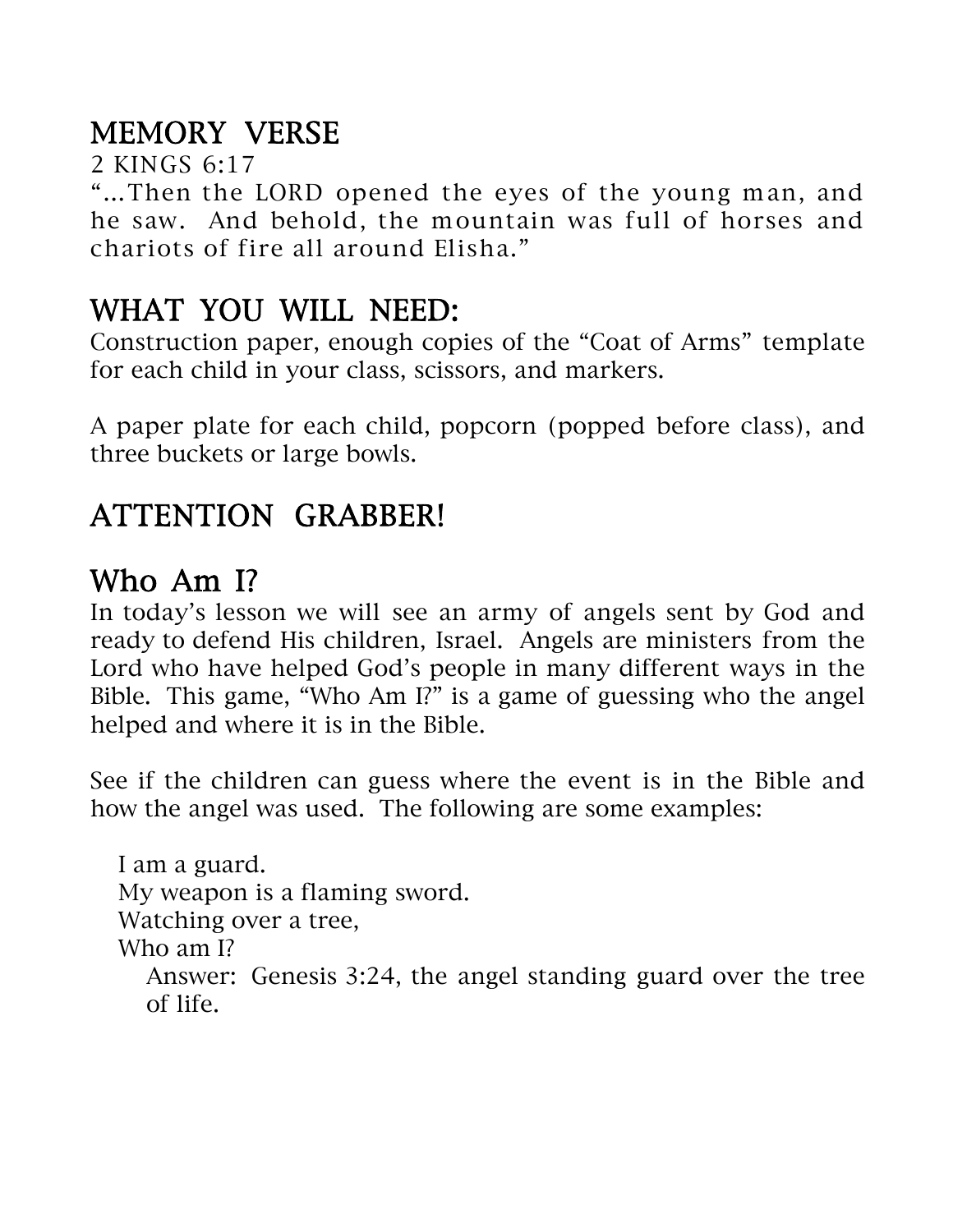## MEMORY VERSE

2 KINGS 6:17

"...Then the LORD opened the eyes of the young man, and he saw. And behold, the mountain was full of horses and chariots of fire all around Elisha."

## WHAT YOU WILL NEED:

Construction paper, enough copies of the "Coat of Arms" template for each child in your class, scissors, and markers.

A paper plate for each child, popcorn (popped before class), and three buckets or large bowls.

## ATTENTION GRABBER!

## Who Am I?

In today's lesson we will see an army of angels sent by God and ready to defend His children, Israel. Angels are ministers from the Lord who have helped God's people in many different ways in the Bible. This game, "Who Am I?" is a game of guessing who the angel helped and where it is in the Bible.

See if the children can guess where the event is in the Bible and how the angel was used. The following are some examples:

I am a guard.
My weapon is a flaming sword.
Watching over a tree,
Who am I?

Answer: Genesis 3:24, the angel standing guard over the tree of life.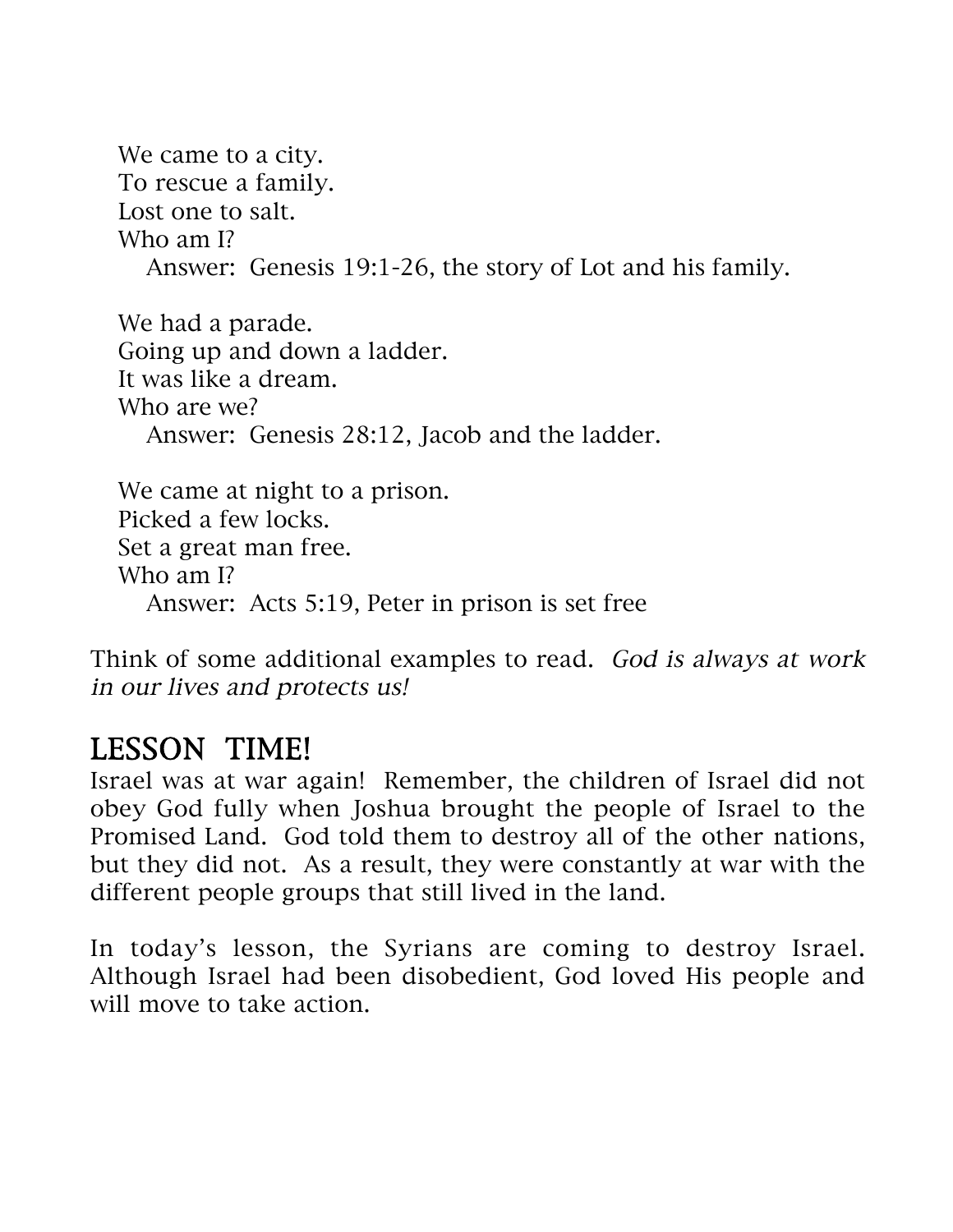We came to a city.  
To rescue a family.  
Lost one to salt.  
Who am I?  
  Answer: Genesis 19:1-26, the story of Lot and his family.

We had a parade.  
Going up and down a ladder.  
It was like a dream.  
Who are we?  
  Answer: Genesis 28:12, Jacob and the ladder.

We came at night to a prison.  
Picked a few locks.  
Set a great man free.  
Who am I?  
  Answer: Acts 5:19, Peter in prison is set free

Think of some additional examples to read. *God is always at work in our lives and protects us!*

## LESSON TIME!

Israel was at war again! Remember, the children of Israel did not obey God fully when Joshua brought the people of Israel to the Promised Land. God told them to destroy all of the other nations, but they did not. As a result, they were constantly at war with the different people groups that still lived in the land.

In today's lesson, the Syrians are coming to destroy Israel. Although Israel had been disobedient, God loved His people and will move to take action.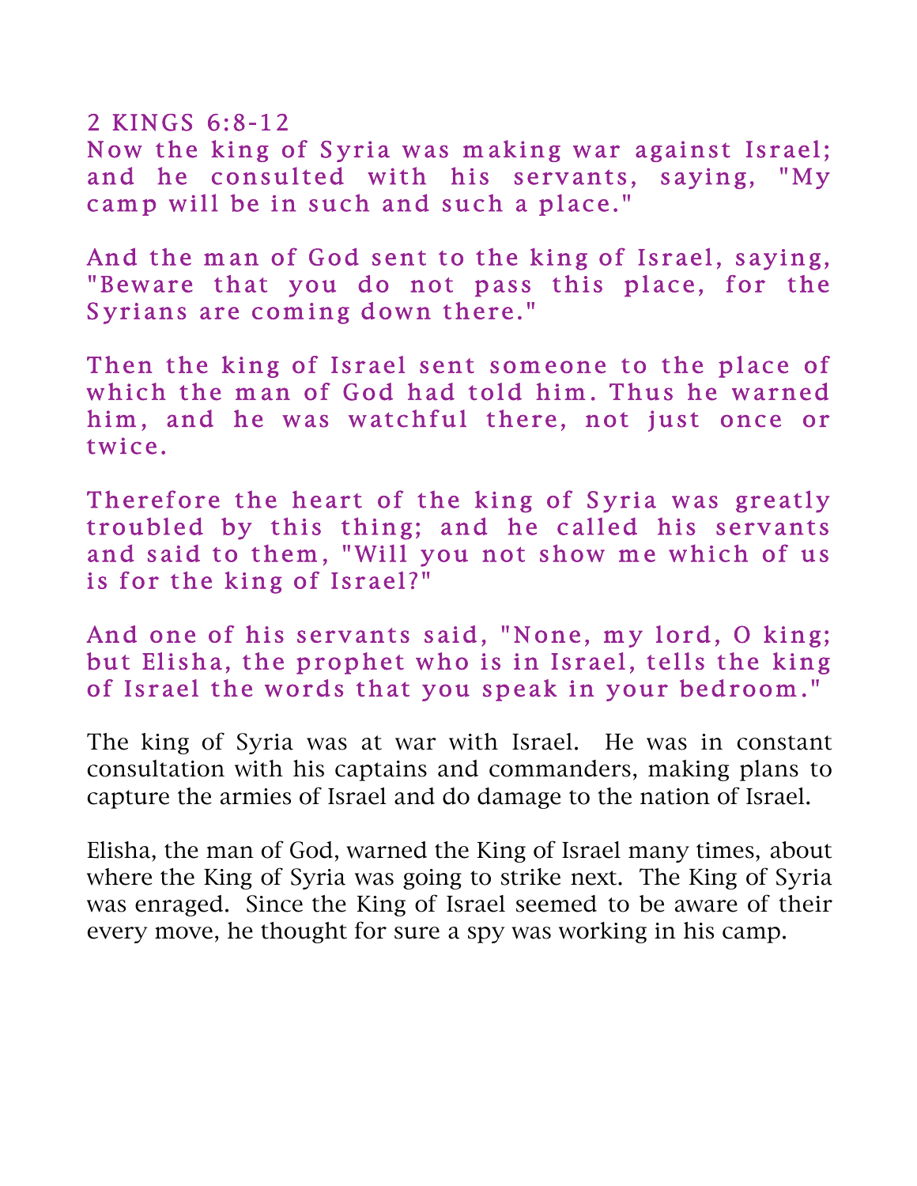2 KINGS 6:8-12

Now the king of Syria was making war against Israel; and he consulted with his servants, saying, "My camp will be in such and such a place."

And the man of God sent to the king of Israel, saying, "Beware that you do not pass this place, for the Syrians are coming down there."

Then the king of Israel sent someone to the place of which the man of God had told him. Thus he warned him, and he was watchful there, not just once or twice.

Therefore the heart of the king of Syria was greatly troubled by this thing; and he called his servants and said to them, "Will you not show me which of us is for the king of Israel?"

And one of his servants said, "None, my lord, O king; but Elisha, the prophet who is in Israel, tells the king of Israel the words that you speak in your bedroom."

The king of Syria was at war with Israel. He was in constant consultation with his captains and commanders, making plans to capture the armies of Israel and do damage to the nation of Israel.

Elisha, the man of God, warned the King of Israel many times, about where the King of Syria was going to strike next. The King of Syria was enraged. Since the King of Israel seemed to be aware of their every move, he thought for sure a spy was working in his camp.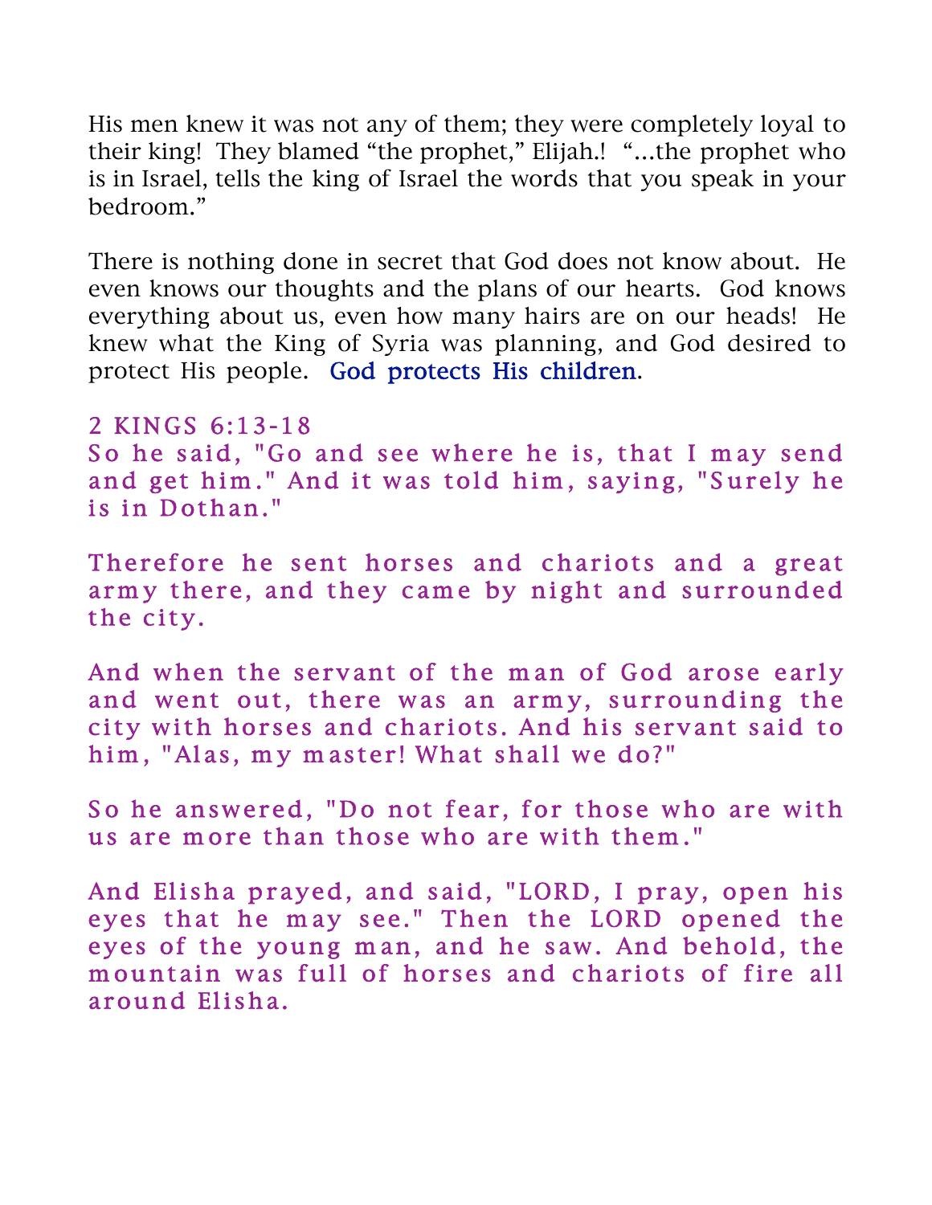His men knew it was not any of them; they were completely loyal to their king! They blamed "the prophet," Elijah.! "...the prophet who is in Israel, tells the king of Israel the words that you speak in your bedroom."

There is nothing done in secret that God does not know about. He even knows our thoughts and the plans of our hearts. God knows everything about us, even how many hairs are on our heads! He knew what the King of Syria was planning, and God desired to protect His people. God protects His children.

2 KINGS 6:13-18

So he said, "Go and see where he is, that I may send and get him." And it was told him, saying, "Surely he is in Dothan."

Therefore he sent horses and chariots and a great army there, and they came by night and surrounded the city.

And when the servant of the man of God arose early and went out, there was an army, surrounding the city with horses and chariots. And his servant said to him, "Alas, my master! What shall we do?"

So he answered, "Do not fear, for those who are with us are more than those who are with them."

And Elisha prayed, and said, "LORD, I pray, open his eyes that he may see." Then the LORD opened the eyes of the young man, and he saw. And behold, the mountain was full of horses and chariots of fire all around Elisha.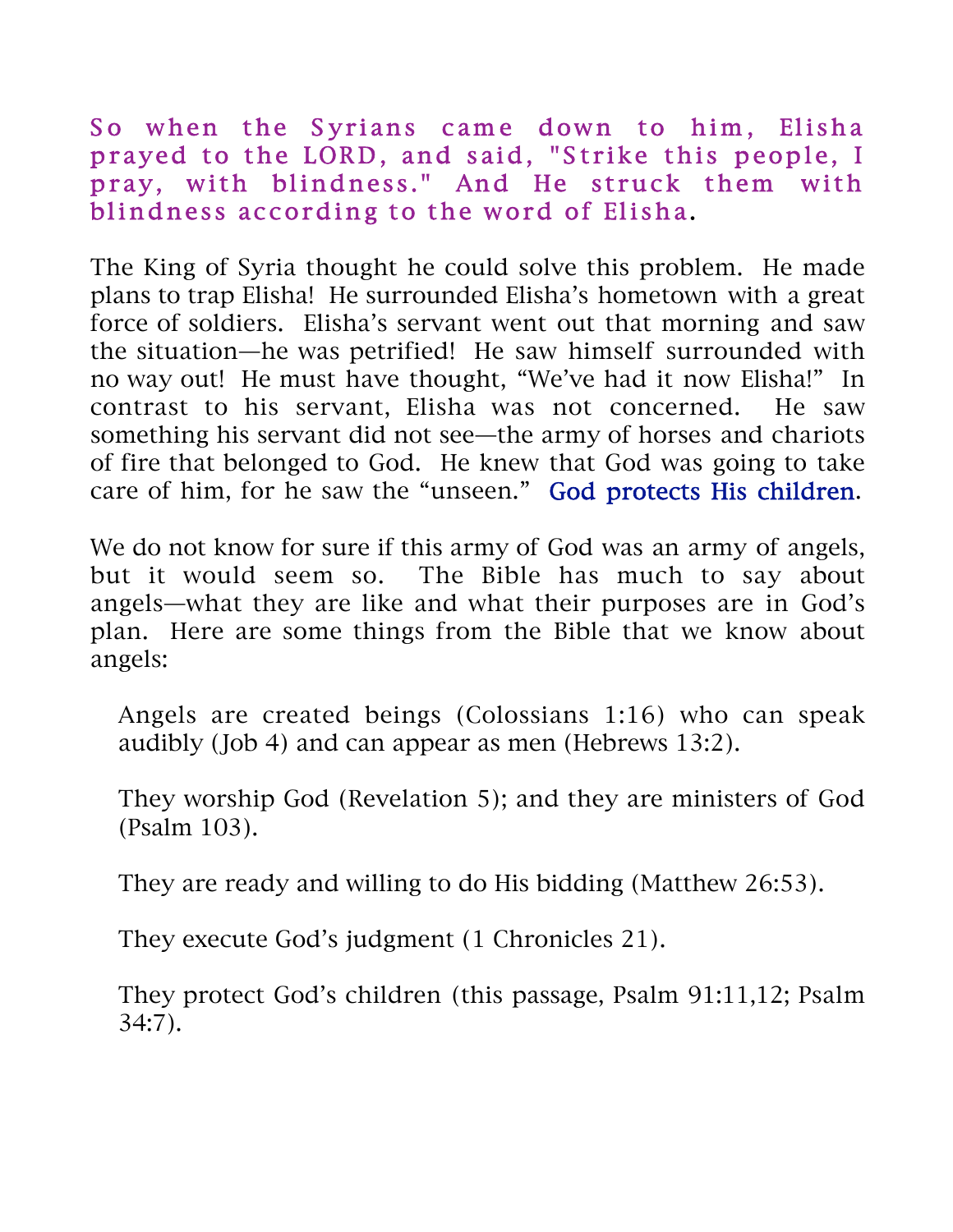So when the Syrians came down to him, Elisha prayed to the LORD, and said, "Strike this people, I pray, with blindness." And He struck them with blindness according to the word of Elisha.

The King of Syria thought he could solve this problem. He made plans to trap Elisha! He surrounded Elisha's hometown with a great force of soldiers. Elisha's servant went out that morning and saw the situation—he was petrified! He saw himself surrounded with no way out! He must have thought, "We've had it now Elisha!" In contrast to his servant, Elisha was not concerned. He saw something his servant did not see—the army of horses and chariots of fire that belonged to God. He knew that God was going to take care of him, for he saw the "unseen." God protects His children.

We do not know for sure if this army of God was an army of angels, but it would seem so. The Bible has much to say about angels—what they are like and what their purposes are in God's plan. Here are some things from the Bible that we know about angels:

Angels are created beings (Colossians 1:16) who can speak audibly (Job 4) and can appear as men (Hebrews 13:2).

They worship God (Revelation 5); and they are ministers of God (Psalm 103).

They are ready and willing to do His bidding (Matthew 26:53).

They execute God's judgment (1 Chronicles 21).

They protect God's children (this passage, Psalm 91:11,12; Psalm 34:7).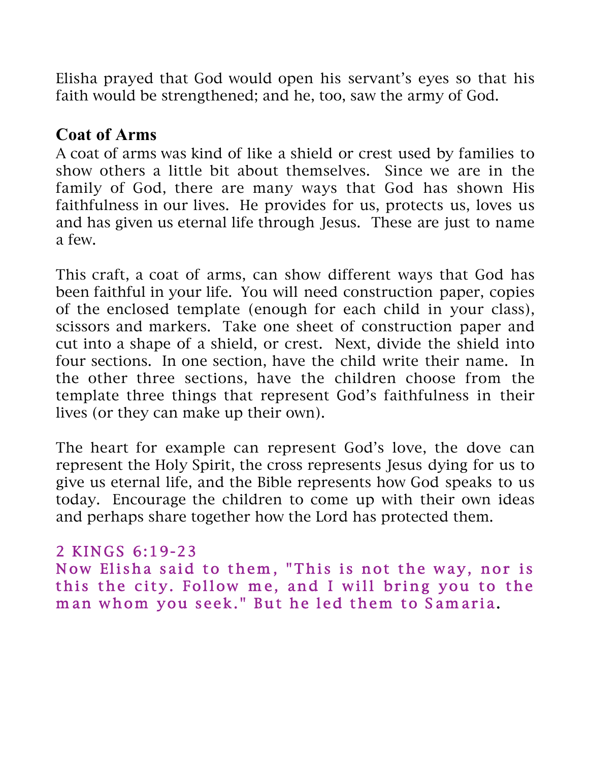Elisha prayed that God would open his servant's eyes so that his faith would be strengthened; and he, too, saw the army of God.

## Coat of Arms

A coat of arms was kind of like a shield or crest used by families to show others a little bit about themselves. Since we are in the family of God, there are many ways that God has shown His faithfulness in our lives. He provides for us, protects us, loves us and has given us eternal life through Jesus. These are just to name a few.

This craft, a coat of arms, can show different ways that God has been faithful in your life. You will need construction paper, copies of the enclosed template (enough for each child in your class), scissors and markers. Take one sheet of construction paper and cut into a shape of a shield, or crest. Next, divide the shield into four sections. In one section, have the child write their name. In the other three sections, have the children choose from the template three things that represent God's faithfulness in their lives (or they can make up their own).

The heart for example can represent God's love, the dove can represent the Holy Spirit, the cross represents Jesus dying for us to give us eternal life, and the Bible represents how God speaks to us today. Encourage the children to come up with their own ideas and perhaps share together how the Lord has protected them.

2 KINGS 6:19-23

Now Elisha said to them, "This is not the way, nor is this the city. Follow me, and I will bring you to the man whom you seek." But he led them to Samaria.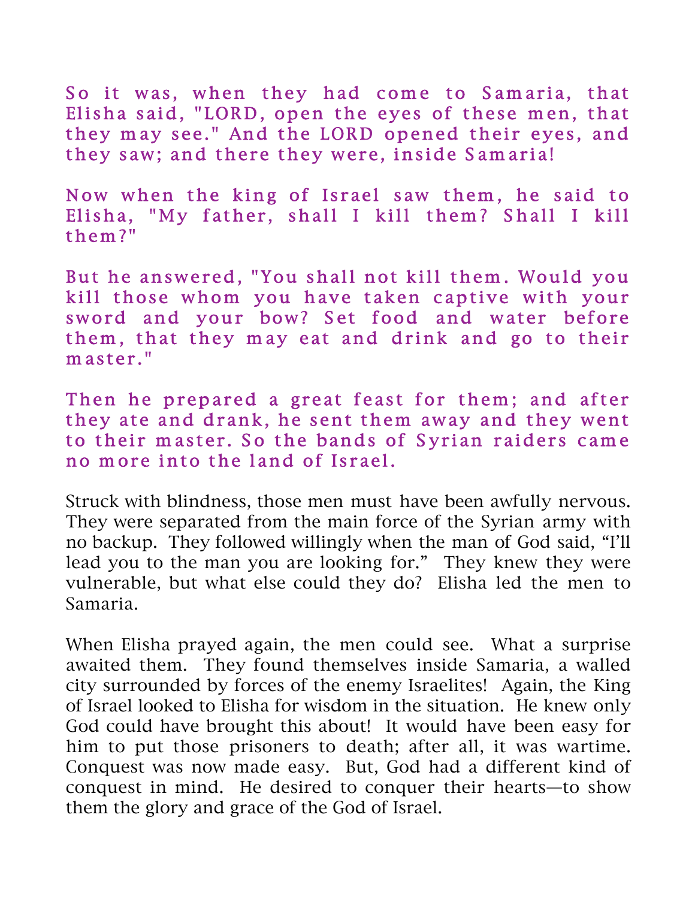So it was, when they had come to Samaria, that Elisha said, "LORD, open the eyes of these men, that they may see." And the LORD opened their eyes, and they saw; and there they were, inside Samaria!

Now when the king of Israel saw them, he said to Elisha, "My father, shall I kill them? Shall I kill them?"

But he answered, "You shall not kill them. Would you kill those whom you have taken captive with your sword and your bow? Set food and water before them, that they may eat and drink and go to their master."

Then he prepared a great feast for them; and after they ate and drank, he sent them away and they went to their master. So the bands of Syrian raiders came no more into the land of Israel.

Struck with blindness, those men must have been awfully nervous. They were separated from the main force of the Syrian army with no backup. They followed willingly when the man of God said, "I'll lead you to the man you are looking for." They knew they were vulnerable, but what else could they do? Elisha led the men to Samaria.

When Elisha prayed again, the men could see. What a surprise awaited them. They found themselves inside Samaria, a walled city surrounded by forces of the enemy Israelites! Again, the King of Israel looked to Elisha for wisdom in the situation. He knew only God could have brought this about! It would have been easy for him to put those prisoners to death; after all, it was wartime. Conquest was now made easy. But, God had a different kind of conquest in mind. He desired to conquer their hearts—to show them the glory and grace of the God of Israel.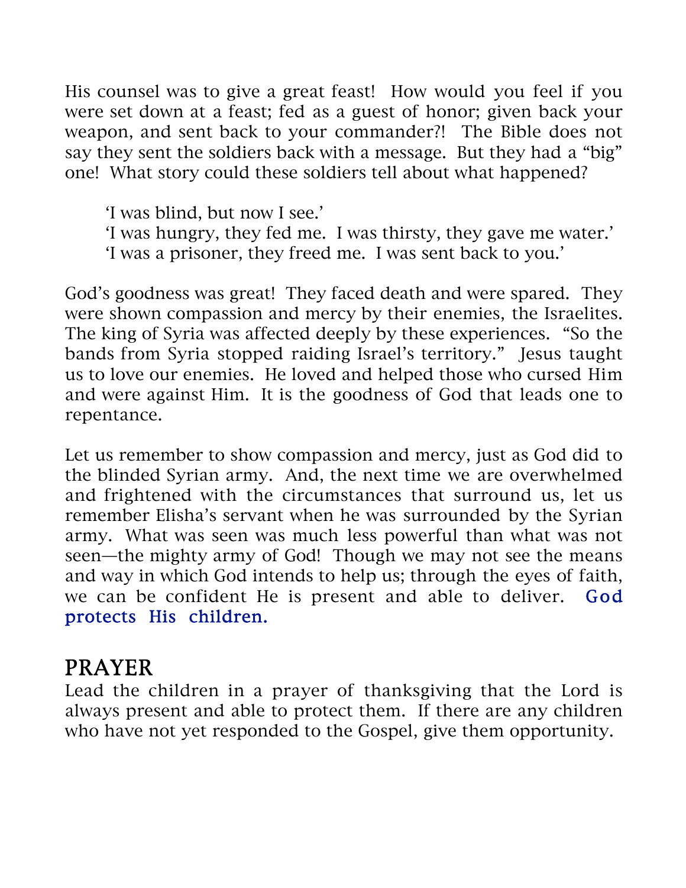His counsel was to give a great feast! How would you feel if you were set down at a feast; fed as a guest of honor; given back your weapon, and sent back to your commander?! The Bible does not say they sent the soldiers back with a message. But they had a "big" one! What story could these soldiers tell about what happened?

> 'I was blind, but now I see.'
> 'I was hungry, they fed me. I was thirsty, they gave me water.'
> 'I was a prisoner, they freed me. I was sent back to you.'

God's goodness was great! They faced death and were spared. They were shown compassion and mercy by their enemies, the Israelites. The king of Syria was affected deeply by these experiences. "So the bands from Syria stopped raiding Israel's territory." Jesus taught us to love our enemies. He loved and helped those who cursed Him and were against Him. It is the goodness of God that leads one to repentance.

Let us remember to show compassion and mercy, just as God did to the blinded Syrian army. And, the next time we are overwhelmed and frightened with the circumstances that surround us, let us remember Elisha's servant when he was surrounded by the Syrian army. What was seen was much less powerful than what was not seen—the mighty army of God! Though we may not see the means and way in which God intends to help us; through the eyes of faith, we can be confident He is present and able to deliver. God protects His children.

## PRAYER

Lead the children in a prayer of thanksgiving that the Lord is always present and able to protect them. If there are any children who have not yet responded to the Gospel, give them opportunity.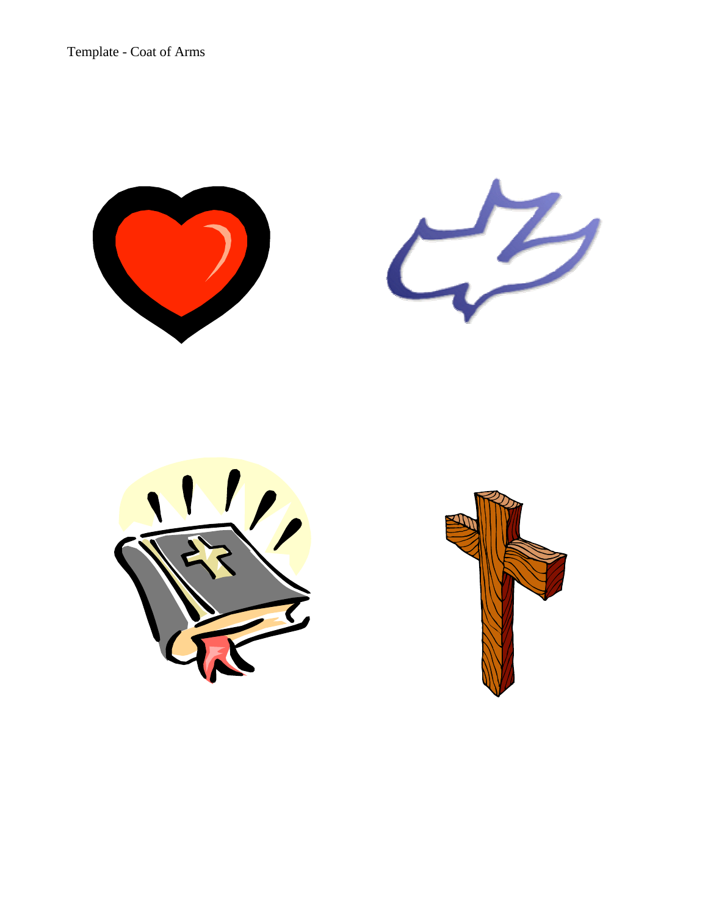Template - Coat of Arms